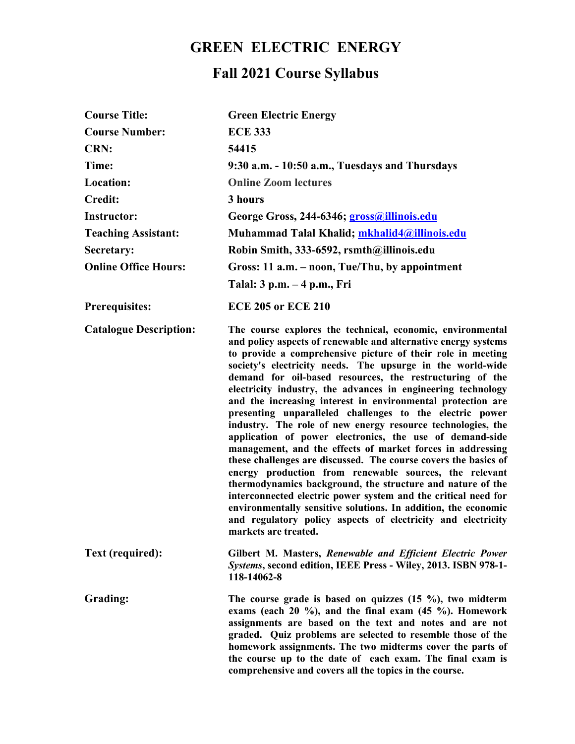# GREEN ELECTRIC ENERGY

## Fall 2021 Course Syllabus

| | |
|---|---|
| **Course Title:** | **Green Electric Energy** |
| **Course Number:** | **ECE 333** |
| **CRN:** | **54415** |
| **Time:** | **9:30 a.m. - 10:50 a.m., Tuesdays and Thursdays** |
| **Location:** | **Online Zoom lectures** |
| **Credit:** | **3 hours** |
| **Instructor:** | **George Gross, 244-6346; gross@illinois.edu** |
| **Teaching Assistant:** | **Muhammad Talal Khalid; mkhalid4@illinois.edu** |
| **Secretary:** | **Robin Smith, 333-6592, rsmth@illinois.edu** |
| **Online Office Hours:** | **Gross: 11 a.m. – noon, Tue/Thu, by appointment** |
| | **Talal: 3 p.m. – 4 p.m., Fri** |
| **Prerequisites:** | **ECE 205 or ECE 210** |
| **Catalogue Description:** | **The course explores the technical, economic, environmental and policy aspects of renewable and alternative energy systems to provide a comprehensive picture of their role in meeting society's electricity needs. The upsurge in the world-wide demand for oil-based resources, the restructuring of the electricity industry, the advances in engineering technology and the increasing interest in environmental protection are presenting unparalleled challenges to the electric power industry. The role of new energy resource technologies, the application of power electronics, the use of demand-side management, and the effects of market forces in addressing these challenges are discussed. The course covers the basics of energy production from renewable sources, the relevant thermodynamics background, the structure and nature of the interconnected electric power system and the critical need for environmentally sensitive solutions. In addition, the economic and regulatory policy aspects of electricity and electricity markets are treated.** |
| **Text (required):** | **Gilbert M. Masters, *Renewable and Efficient Electric Power Systems*, second edition, IEEE Press - Wiley, 2013. ISBN 978-1-118-14062-8** |
| **Grading:** | **The course grade is based on quizzes (15 %), two midterm exams (each 20 %), and the final exam (45 %). Homework assignments are based on the text and notes and are not graded. Quiz problems are selected to resemble those of the homework assignments. The two midterms cover the parts of the course up to the date of each exam. The final exam is comprehensive and covers all the topics in the course.** |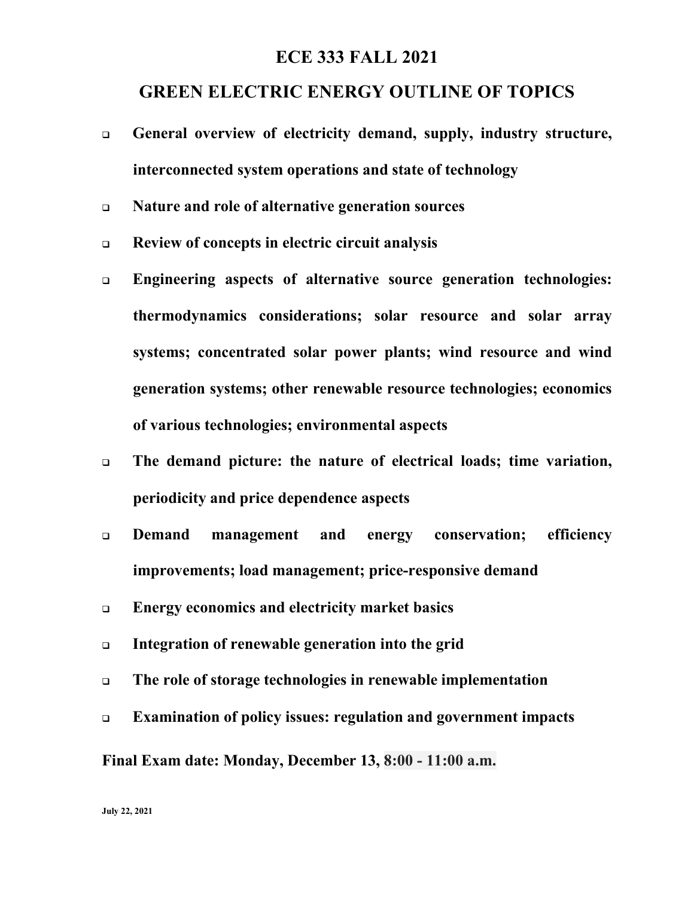# ECE 333 FALL 2021

## GREEN ELECTRIC ENERGY OUTLINE OF TOPICS

- **General overview of electricity demand, supply, industry structure, interconnected system operations and state of technology**
- **Nature and role of alternative generation sources**
- **Review of concepts in electric circuit analysis**
- **Engineering aspects of alternative source generation technologies: thermodynamics considerations; solar resource and solar array systems; concentrated solar power plants; wind resource and wind generation systems; other renewable resource technologies; economics of various technologies; environmental aspects**
- **The demand picture: the nature of electrical loads; time variation, periodicity and price dependence aspects**
- **Demand management and energy conservation; efficiency improvements; load management; price-responsive demand**
- **Energy economics and electricity market basics**
- **Integration of renewable generation into the grid**
- **The role of storage technologies in renewable implementation**
- **Examination of policy issues: regulation and government impacts**

**Final Exam date: Monday, December 13, 8:00 - 11:00 a.m.**

**July 22, 2021**